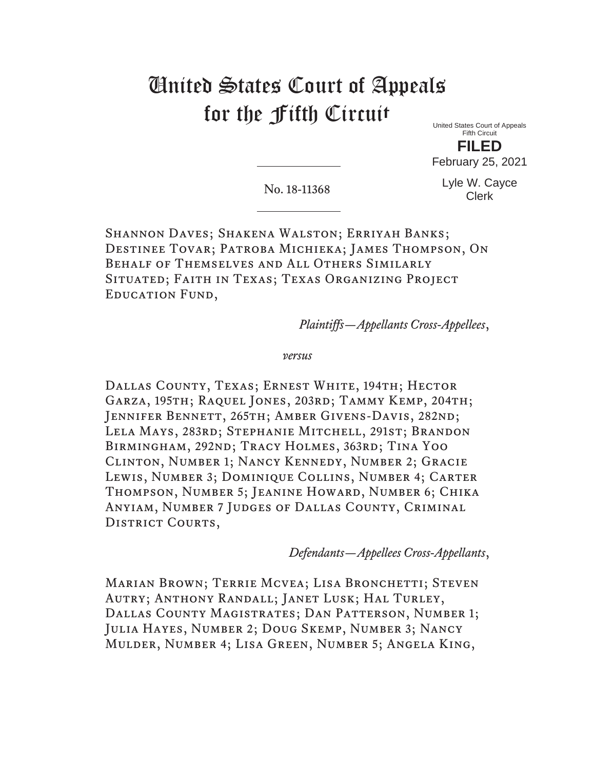# United States Court of Appeals for the Fifth Circuit

United States Court of Appeals
Fifth Circuit

**FILED**

February 25, 2021

Lyle W. Cayce
Clerk

---

No. 18-11368

---

Shannon Daves; Shakena Walston; Erriyah Banks; Destinee Tovar; Patroba Michieka; James Thompson, On Behalf of Themselves and All Others Similarly Situated; Faith in Texas; Texas Organizing Project Education Fund,

*Plaintiffs—Appellants Cross-Appellees*,

*versus*

Dallas County, Texas; Ernest White, 194th; Hector Garza, 195th; Raquel Jones, 203rd; Tammy Kemp, 204th; Jennifer Bennett, 265th; Amber Givens-Davis, 282nd; Lela Mays, 283rd; Stephanie Mitchell, 291st; Brandon Birmingham, 292nd; Tracy Holmes, 363rd; Tina Yoo Clinton, Number 1; Nancy Kennedy, Number 2; Gracie Lewis, Number 3; Dominique Collins, Number 4; Carter Thompson, Number 5; Jeanine Howard, Number 6; Chika Anyiam, Number 7 Judges of Dallas County, Criminal District Courts,

*Defendants—Appellees Cross-Appellants*,

Marian Brown; Terrie Mcvea; Lisa Bronchetti; Steven Autry; Anthony Randall; Janet Lusk; Hal Turley, Dallas County Magistrates; Dan Patterson, Number 1; Julia Hayes, Number 2; Doug Skemp, Number 3; Nancy Mulder, Number 4; Lisa Green, Number 5; Angela King,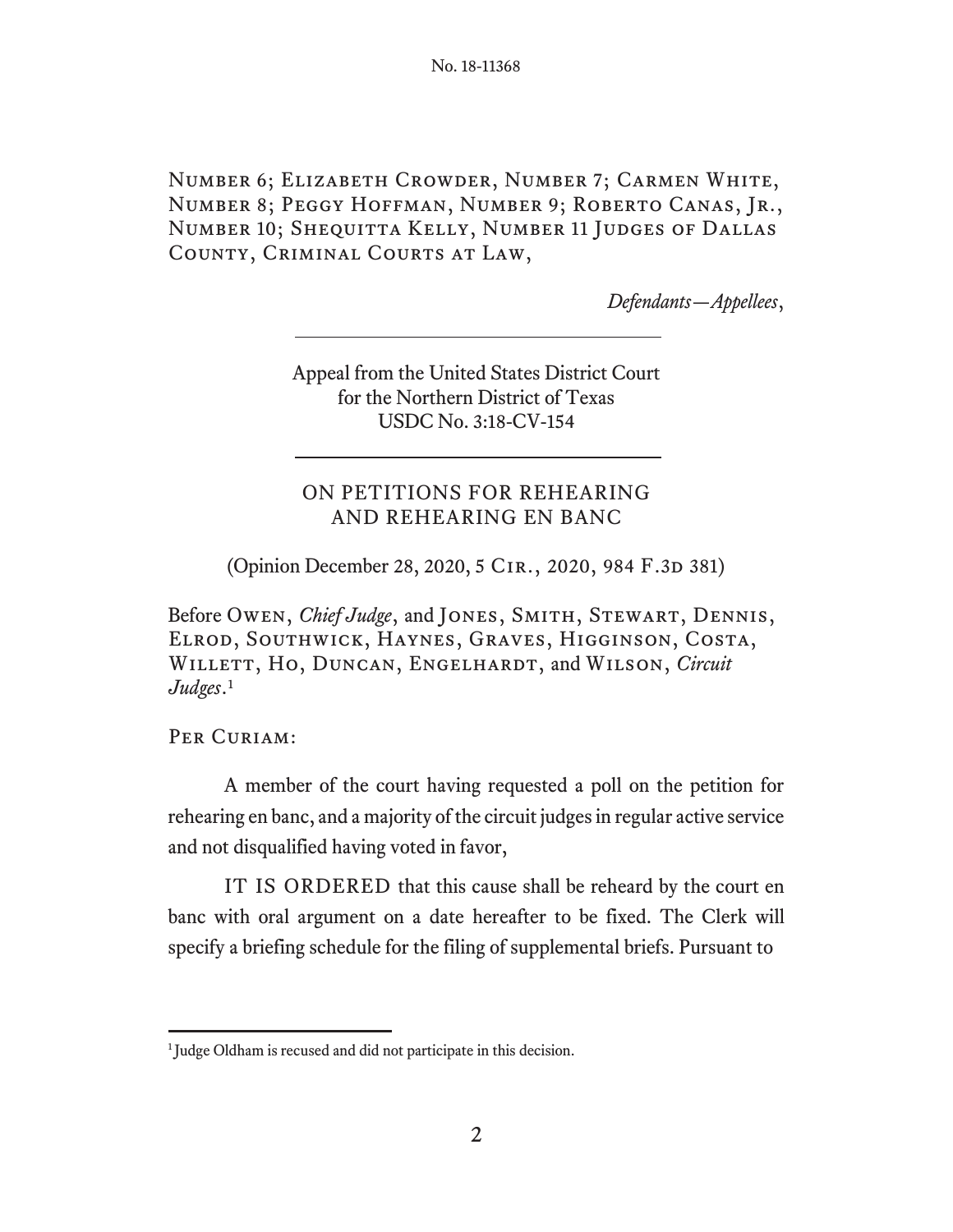Number 6; Elizabeth Crowder, Number 7; Carmen White, Number 8; Peggy Hoffman, Number 9; Roberto Canas, Jr., Number 10; Shequitta Kelly, Number 11 Judges of Dallas County, Criminal Courts at Law,

*Defendants—Appellees*,

---

Appeal from the United States District Court
for the Northern District of Texas
USDC No. 3:18-CV-154

---

ON PETITIONS FOR REHEARING
AND REHEARING EN BANC

(Opinion December 28, 2020, 5 Cir., 2020, 984 F.3d 381)

Before Owen, *Chief Judge*, and Jones, Smith, Stewart, Dennis, Elrod, Southwick, Haynes, Graves, Higginson, Costa, Willett, Ho, Duncan, Engelhardt, and Wilson, *Circuit Judges*.[1]

Per Curiam:

A member of the court having requested a poll on the petition for rehearing en banc, and a majority of the circuit judges in regular active service and not disqualified having voted in favor,

IT IS ORDERED that this cause shall be reheard by the court en banc with oral argument on a date hereafter to be fixed. The Clerk will specify a briefing schedule for the filing of supplemental briefs. Pursuant to

---

[1] Judge Oldham is recused and did not participate in this decision.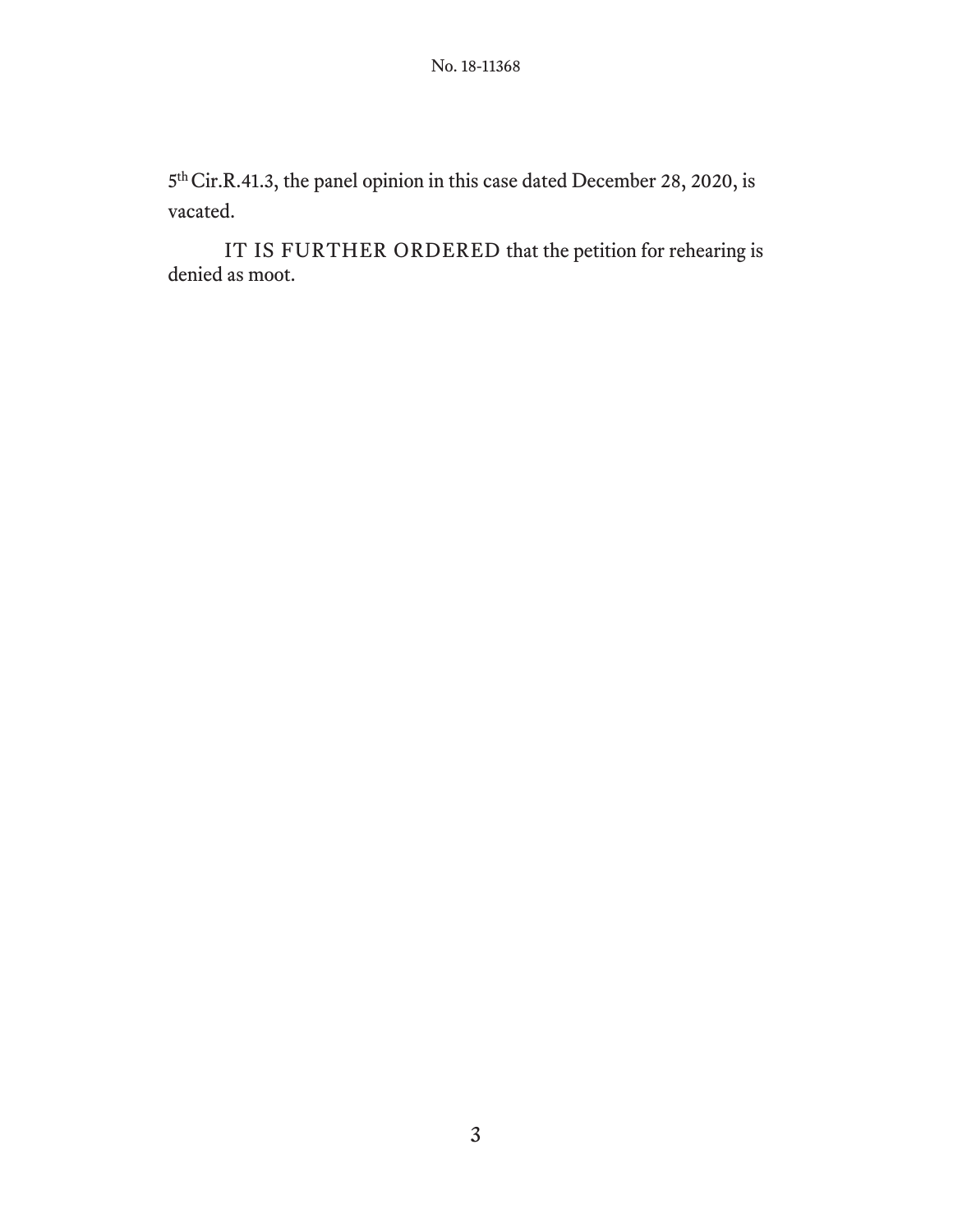5th Cir.R.41.3, the panel opinion in this case dated December 28, 2020, is vacated.

IT IS FURTHER ORDERED that the petition for rehearing is denied as moot.